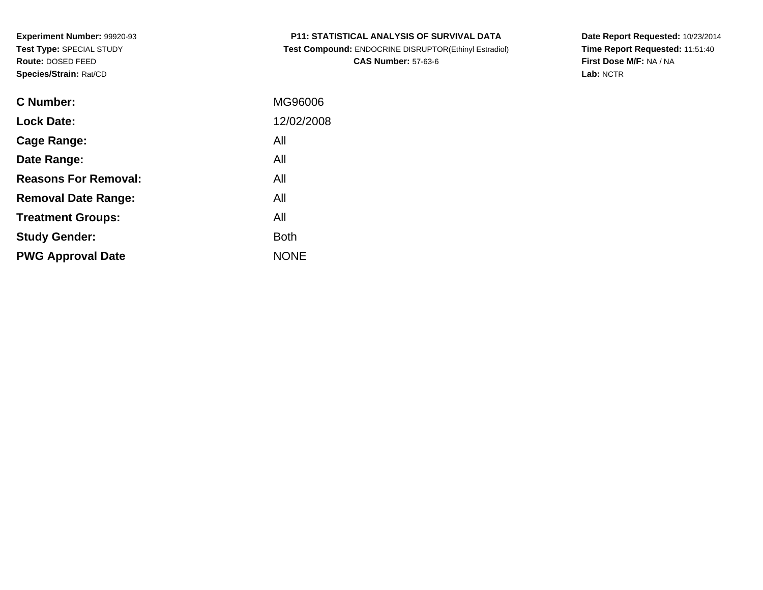**Experiment Number:** 99920-93
**Test Type:** SPECIAL STUDY
**Route:** DOSED FEED
**Species/Strain:** Rat/CD

**P11: STATISTICAL ANALYSIS OF SURVIVAL DATA**
**Test Compound:** ENDOCRINE DISRUPTOR(Ethinyl Estradiol)
**CAS Number:** 57-63-6

**Date Report Requested:** 10/23/2014
**Time Report Requested:** 11:51:40
**First Dose M/F:** NA / NA
**Lab:** NCTR

| | |
|---|---|
| **C Number:** | MG96006 |
| **Lock Date:** | 12/02/2008 |
| **Cage Range:** | All |
| **Date Range:** | All |
| **Reasons For Removal:** | All |
| **Removal Date Range:** | All |
| **Treatment Groups:** | All |
| **Study Gender:** | Both |
| **PWG Approval Date** | NONE |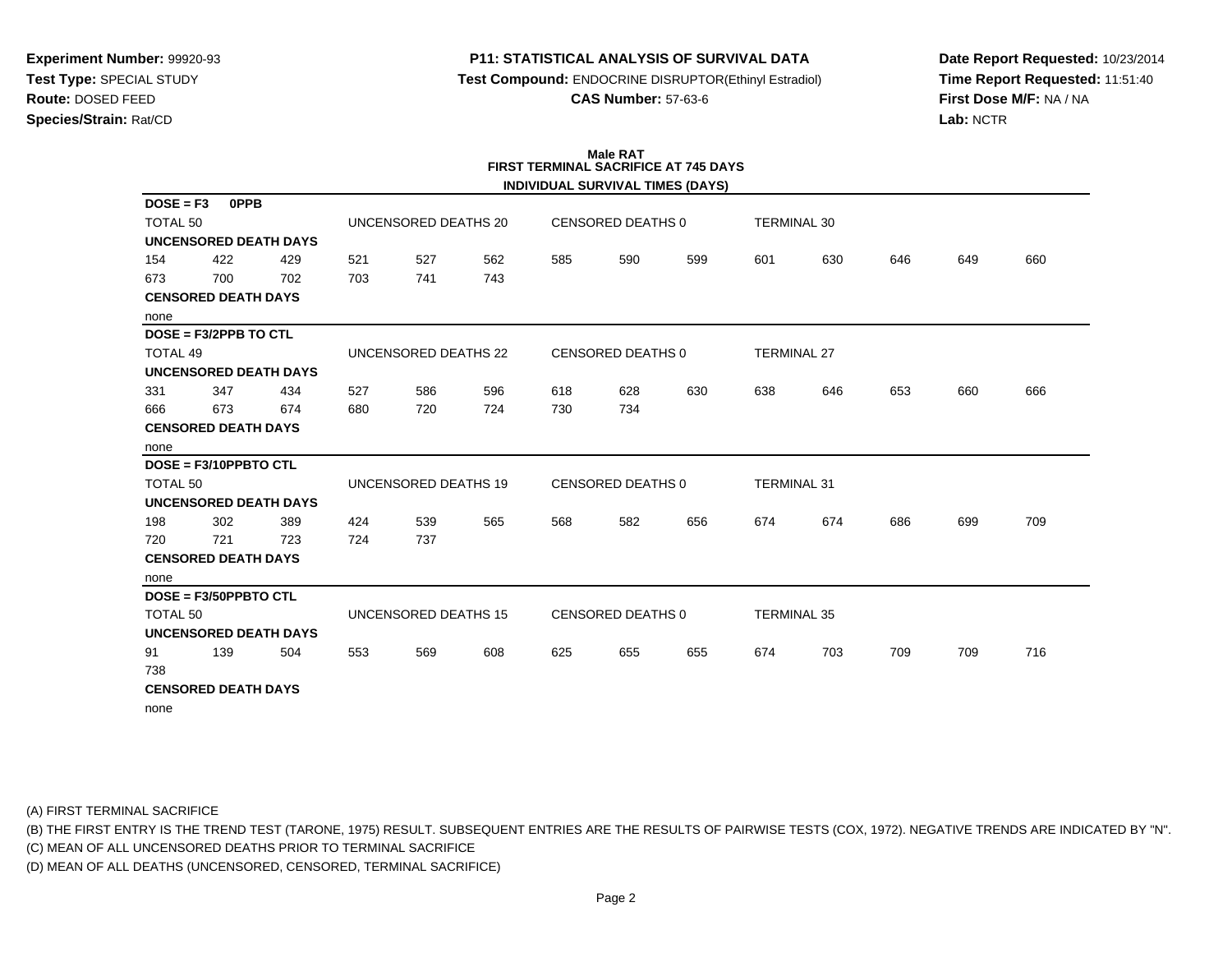**Experiment Number:** 99920-93
**Test Type:** SPECIAL STUDY
**Route:** DOSED FEED
**Species/Strain:** Rat/CD

**P11: STATISTICAL ANALYSIS OF SURVIVAL DATA**
**Test Compound:** ENDOCRINE DISRUPTOR(Ethinyl Estradiol)
**CAS Number:** 57-63-6

**Date Report Requested:** 10/23/2014
**Time Report Requested:** 11:51:40
**First Dose M/F:** NA / NA
**Lab:** NCTR

## Male RAT
## FIRST TERMINAL SACRIFICE AT 745 DAYS
### INDIVIDUAL SURVIVAL TIMES (DAYS)

**DOSE = F3 0PPB**

TOTAL 50 | UNCENSORED DEATHS 20 | CENSORED DEATHS 0 | TERMINAL 30

**UNCENSORED DEATH DAYS**

154 422 429 521 527 562 585 590 599 601 630 646 649 660
673 700 702 703 741 743

**CENSORED DEATH DAYS**

none

**DOSE = F3/2PPB TO CTL**

TOTAL 49 | UNCENSORED DEATHS 22 | CENSORED DEATHS 0 | TERMINAL 27

**UNCENSORED DEATH DAYS**

331 347 434 527 586 596 618 628 630 638 646 653 660 666
666 673 674 680 720 724 730 734

**CENSORED DEATH DAYS**

none

**DOSE = F3/10PPBTO CTL**

TOTAL 50 | UNCENSORED DEATHS 19 | CENSORED DEATHS 0 | TERMINAL 31

**UNCENSORED DEATH DAYS**

198 302 389 424 539 565 568 582 656 674 674 686 699 709
720 721 723 724 737

**CENSORED DEATH DAYS**

none

**DOSE = F3/50PPBTO CTL**

TOTAL 50 | UNCENSORED DEATHS 15 | CENSORED DEATHS 0 | TERMINAL 35

**UNCENSORED DEATH DAYS**

91 139 504 553 569 608 625 655 655 674 703 709 709 716
738

**CENSORED DEATH DAYS**

none

(A) FIRST TERMINAL SACRIFICE
(B) THE FIRST ENTRY IS THE TREND TEST (TARONE, 1975) RESULT. SUBSEQUENT ENTRIES ARE THE RESULTS OF PAIRWISE TESTS (COX, 1972). NEGATIVE TRENDS ARE INDICATED BY "N".
(C) MEAN OF ALL UNCENSORED DEATHS PRIOR TO TERMINAL SACRIFICE
(D) MEAN OF ALL DEATHS (UNCENSORED, CENSORED, TERMINAL SACRIFICE)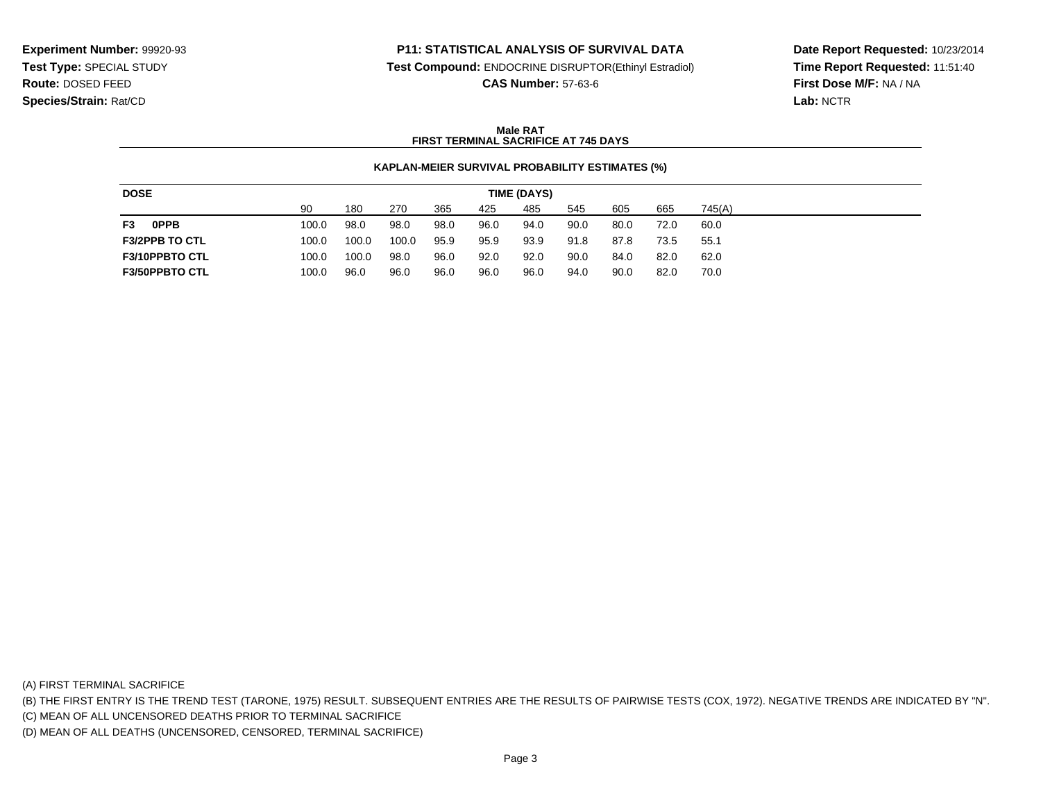**Experiment Number:** 99920-93
**Test Type:** SPECIAL STUDY
**Route:** DOSED FEED
**Species/Strain:** Rat/CD

**P11: STATISTICAL ANALYSIS OF SURVIVAL DATA**
**Test Compound:** ENDOCRINE DISRUPTOR(Ethinyl Estradiol)
**CAS Number:** 57-63-6

**Date Report Requested:** 10/23/2014
**Time Report Requested:** 11:51:40
**First Dose M/F:** NA / NA
**Lab:** NCTR

**Male RAT**
**FIRST TERMINAL SACRIFICE AT 745 DAYS**

**KAPLAN-MEIER SURVIVAL PROBABILITY ESTIMATES (%)**

| DOSE | TIME (DAYS) | | | | | | | | | |
|---|---|---|---|---|---|---|---|---|---|---|
| | 90 | 180 | 270 | 365 | 425 | 485 | 545 | 605 | 665 | 745(A) |
| **F3 0PPB** | 100.0 | 98.0 | 98.0 | 98.0 | 96.0 | 94.0 | 90.0 | 80.0 | 72.0 | 60.0 |
| **F3/2PPB TO CTL** | 100.0 | 100.0 | 100.0 | 95.9 | 95.9 | 93.9 | 91.8 | 87.8 | 73.5 | 55.1 |
| **F3/10PPBTO CTL** | 100.0 | 100.0 | 98.0 | 96.0 | 92.0 | 92.0 | 90.0 | 84.0 | 82.0 | 62.0 |
| **F3/50PPBTO CTL** | 100.0 | 96.0 | 96.0 | 96.0 | 96.0 | 96.0 | 94.0 | 90.0 | 82.0 | 70.0 |

(A) FIRST TERMINAL SACRIFICE

(B) THE FIRST ENTRY IS THE TREND TEST (TARONE, 1975) RESULT. SUBSEQUENT ENTRIES ARE THE RESULTS OF PAIRWISE TESTS (COX, 1972). NEGATIVE TRENDS ARE INDICATED BY "N".

(C) MEAN OF ALL UNCENSORED DEATHS PRIOR TO TERMINAL SACRIFICE

(D) MEAN OF ALL DEATHS (UNCENSORED, CENSORED, TERMINAL SACRIFICE)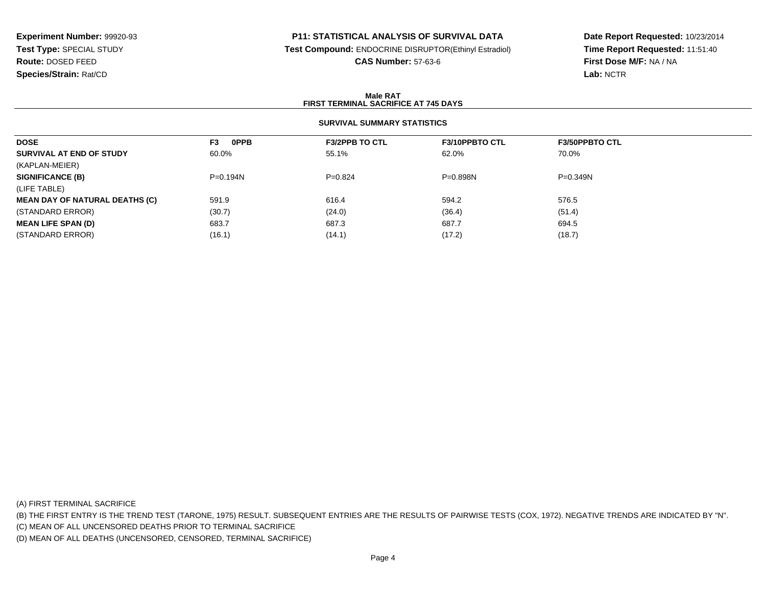**Experiment Number:** 99920-93
**Test Type:** SPECIAL STUDY
**Route:** DOSED FEED
**Species/Strain:** Rat/CD

**P11: STATISTICAL ANALYSIS OF SURVIVAL DATA**
**Test Compound:** ENDOCRINE DISRUPTOR(Ethinyl Estradiol)
**CAS Number:** 57-63-6

**Date Report Requested:** 10/23/2014
**Time Report Requested:** 11:51:40
**First Dose M/F:** NA / NA
**Lab:** NCTR

**Male RAT**
**FIRST TERMINAL SACRIFICE AT 745 DAYS**

**SURVIVAL SUMMARY STATISTICS**

| DOSE | F3 0PPB | F3/2PPB TO CTL | F3/10PPBTO CTL | F3/50PPBTO CTL |
|---|---|---|---|---|
| **SURVIVAL AT END OF STUDY** | 60.0% | 55.1% | 62.0% | 70.0% |
| (KAPLAN-MEIER) | | | | |
| **SIGNIFICANCE (B)** | P=0.194N | P=0.824 | P=0.898N | P=0.349N |
| (LIFE TABLE) | | | | |
| **MEAN DAY OF NATURAL DEATHS (C)** | 591.9 | 616.4 | 594.2 | 576.5 |
| (STANDARD ERROR) | (30.7) | (24.0) | (36.4) | (51.4) |
| **MEAN LIFE SPAN (D)** | 683.7 | 687.3 | 687.7 | 694.5 |
| (STANDARD ERROR) | (16.1) | (14.1) | (17.2) | (18.7) |

(A) FIRST TERMINAL SACRIFICE
(B) THE FIRST ENTRY IS THE TREND TEST (TARONE, 1975) RESULT. SUBSEQUENT ENTRIES ARE THE RESULTS OF PAIRWISE TESTS (COX, 1972). NEGATIVE TRENDS ARE INDICATED BY "N".
(C) MEAN OF ALL UNCENSORED DEATHS PRIOR TO TERMINAL SACRIFICE
(D) MEAN OF ALL DEATHS (UNCENSORED, CENSORED, TERMINAL SACRIFICE)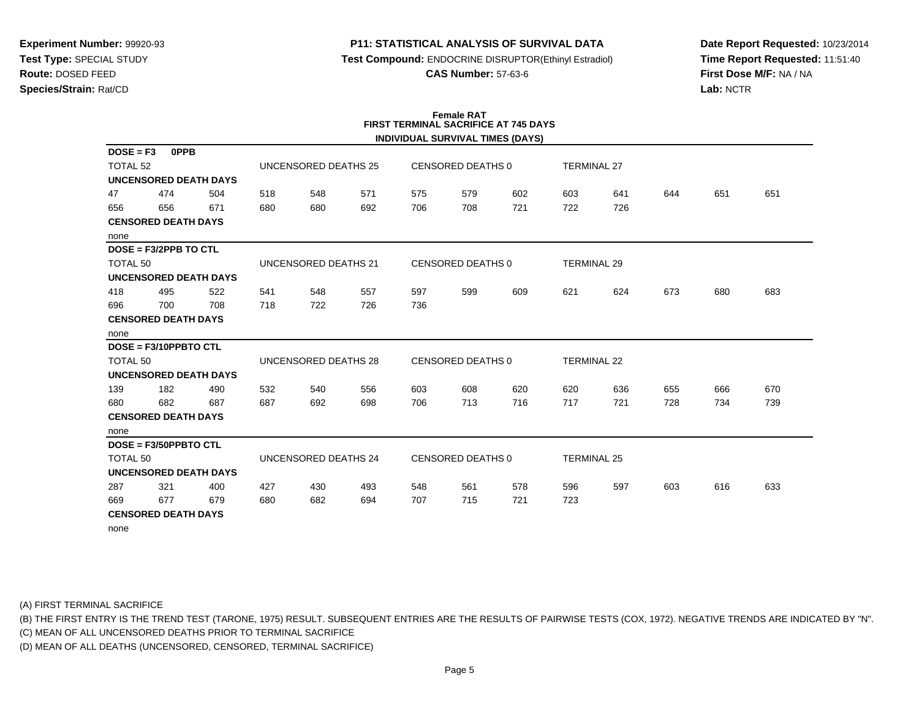**Experiment Number:** 99920-93
**Test Type:** SPECIAL STUDY
**Route:** DOSED FEED
**Species/Strain:** Rat/CD

**P11: STATISTICAL ANALYSIS OF SURVIVAL DATA**
**Test Compound:** ENDOCRINE DISRUPTOR(Ethinyl Estradiol)
**CAS Number:** 57-63-6

**Date Report Requested:** 10/23/2014
**Time Report Requested:** 11:51:40
**First Dose M/F:** NA / NA
**Lab:** NCTR

## Female RAT
## FIRST TERMINAL SACRIFICE AT 745 DAYS
### INDIVIDUAL SURVIVAL TIMES (DAYS)

**DOSE = F3 0PPB**

TOTAL 52 | UNCENSORED DEATHS 25 | CENSORED DEATHS 0 | TERMINAL 27

**UNCENSORED DEATH DAYS**

| | | | | | | | | | | | | | |
|---|---|---|---|---|---|---|---|---|---|---|---|---|---|
| 47 | 474 | 504 | 518 | 548 | 571 | 575 | 579 | 602 | 603 | 641 | 644 | 651 | 651 |
| 656 | 656 | 671 | 680 | 680 | 692 | 706 | 708 | 721 | 722 | 726 | | | |

**CENSORED DEATH DAYS**

none

**DOSE = F3/2PPB TO CTL**

TOTAL 50 | UNCENSORED DEATHS 21 | CENSORED DEATHS 0 | TERMINAL 29

**UNCENSORED DEATH DAYS**

| | | | | | | | | | | | | | |
|---|---|---|---|---|---|---|---|---|---|---|---|---|---|
| 418 | 495 | 522 | 541 | 548 | 557 | 597 | 599 | 609 | 621 | 624 | 673 | 680 | 683 |
| 696 | 700 | 708 | 718 | 722 | 726 | 736 | | | | | | | |

**CENSORED DEATH DAYS**

none

**DOSE = F3/10PPBTO CTL**

TOTAL 50 | UNCENSORED DEATHS 28 | CENSORED DEATHS 0 | TERMINAL 22

**UNCENSORED DEATH DAYS**

| | | | | | | | | | | | | | |
|---|---|---|---|---|---|---|---|---|---|---|---|---|---|
| 139 | 182 | 490 | 532 | 540 | 556 | 603 | 608 | 620 | 620 | 636 | 655 | 666 | 670 |
| 680 | 682 | 687 | 687 | 692 | 698 | 706 | 713 | 716 | 717 | 721 | 728 | 734 | 739 |

**CENSORED DEATH DAYS**

none

**DOSE = F3/50PPBTO CTL**

TOTAL 50 | UNCENSORED DEATHS 24 | CENSORED DEATHS 0 | TERMINAL 25

**UNCENSORED DEATH DAYS**

| | | | | | | | | | | | | | |
|---|---|---|---|---|---|---|---|---|---|---|---|---|---|
| 287 | 321 | 400 | 427 | 430 | 493 | 548 | 561 | 578 | 596 | 597 | 603 | 616 | 633 |
| 669 | 677 | 679 | 680 | 682 | 694 | 707 | 715 | 721 | 723 | | | | |

**CENSORED DEATH DAYS**

none

(A) FIRST TERMINAL SACRIFICE
(B) THE FIRST ENTRY IS THE TREND TEST (TARONE, 1975) RESULT. SUBSEQUENT ENTRIES ARE THE RESULTS OF PAIRWISE TESTS (COX, 1972). NEGATIVE TRENDS ARE INDICATED BY "N".
(C) MEAN OF ALL UNCENSORED DEATHS PRIOR TO TERMINAL SACRIFICE
(D) MEAN OF ALL DEATHS (UNCENSORED, CENSORED, TERMINAL SACRIFICE)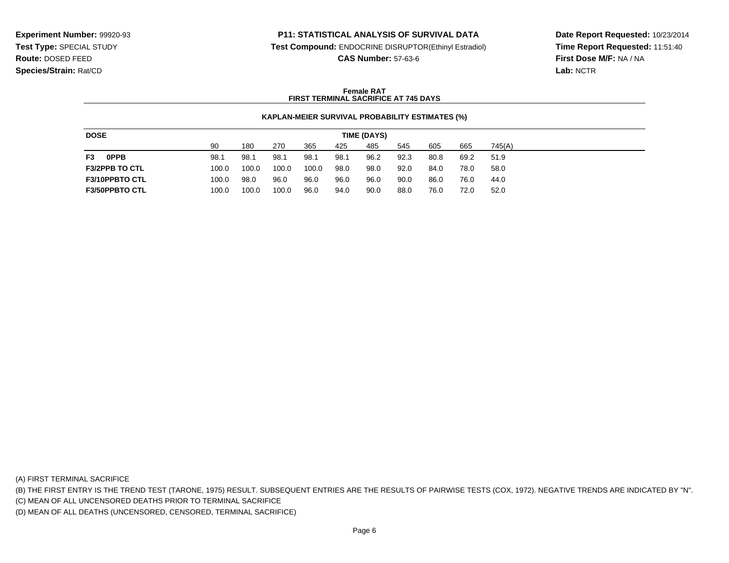**Experiment Number:** 99920-93
**Test Type:** SPECIAL STUDY
**Route:** DOSED FEED
**Species/Strain:** Rat/CD

**P11: STATISTICAL ANALYSIS OF SURVIVAL DATA**
**Test Compound:** ENDOCRINE DISRUPTOR(Ethinyl Estradiol)
**CAS Number:** 57-63-6

**Date Report Requested:** 10/23/2014
**Time Report Requested:** 11:51:40
**First Dose M/F:** NA / NA
**Lab:** NCTR

**Female RAT**
**FIRST TERMINAL SACRIFICE AT 745 DAYS**

**KAPLAN-MEIER SURVIVAL PROBABILITY ESTIMATES (%)**

| DOSE | TIME (DAYS) | | | | | | | | | |
|---|---|---|---|---|---|---|---|---|---|---|
| | 90 | 180 | 270 | 365 | 425 | 485 | 545 | 605 | 665 | 745(A) |
| **F3 0PPB** | 98.1 | 98.1 | 98.1 | 98.1 | 98.1 | 96.2 | 92.3 | 80.8 | 69.2 | 51.9 |
| **F3/2PPB TO CTL** | 100.0 | 100.0 | 100.0 | 100.0 | 98.0 | 98.0 | 92.0 | 84.0 | 78.0 | 58.0 |
| **F3/10PPBTO CTL** | 100.0 | 98.0 | 96.0 | 96.0 | 96.0 | 96.0 | 90.0 | 86.0 | 76.0 | 44.0 |
| **F3/50PPBTO CTL** | 100.0 | 100.0 | 100.0 | 96.0 | 94.0 | 90.0 | 88.0 | 76.0 | 72.0 | 52.0 |

(A) FIRST TERMINAL SACRIFICE

(B) THE FIRST ENTRY IS THE TREND TEST (TARONE, 1975) RESULT. SUBSEQUENT ENTRIES ARE THE RESULTS OF PAIRWISE TESTS (COX, 1972). NEGATIVE TRENDS ARE INDICATED BY "N".

(C) MEAN OF ALL UNCENSORED DEATHS PRIOR TO TERMINAL SACRIFICE

(D) MEAN OF ALL DEATHS (UNCENSORED, CENSORED, TERMINAL SACRIFICE)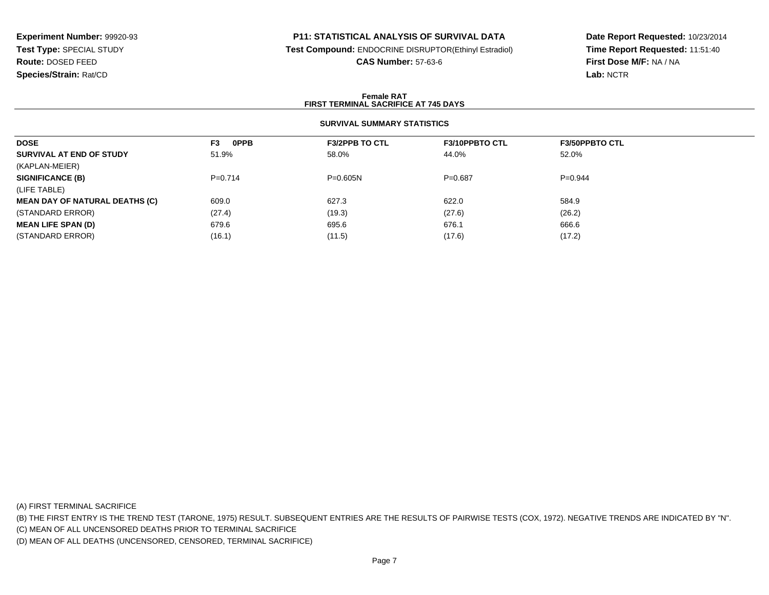**Experiment Number:** 99920-93
**Test Type:** SPECIAL STUDY
**Route:** DOSED FEED
**Species/Strain:** Rat/CD

**P11: STATISTICAL ANALYSIS OF SURVIVAL DATA**
**Test Compound:** ENDOCRINE DISRUPTOR(Ethinyl Estradiol)
**CAS Number:** 57-63-6

**Date Report Requested:** 10/23/2014
**Time Report Requested:** 11:51:40
**First Dose M/F:** NA / NA
**Lab:** NCTR

## Female RAT
## FIRST TERMINAL SACRIFICE AT 745 DAYS

### SURVIVAL SUMMARY STATISTICS

| DOSE | F3 0PPB | F3/2PPB TO CTL | F3/10PPBTO CTL | F3/50PPBTO CTL |
|---|---|---|---|---|
| **SURVIVAL AT END OF STUDY** | 51.9% | 58.0% | 44.0% | 52.0% |
| (KAPLAN-MEIER) | | | | |
| **SIGNIFICANCE (B)** | P=0.714 | P=0.605N | P=0.687 | P=0.944 |
| (LIFE TABLE) | | | | |
| **MEAN DAY OF NATURAL DEATHS (C)** | 609.0 | 627.3 | 622.0 | 584.9 |
| (STANDARD ERROR) | (27.4) | (19.3) | (27.6) | (26.2) |
| **MEAN LIFE SPAN (D)** | 679.6 | 695.6 | 676.1 | 666.6 |
| (STANDARD ERROR) | (16.1) | (11.5) | (17.6) | (17.2) |

(A) FIRST TERMINAL SACRIFICE
(B) THE FIRST ENTRY IS THE TREND TEST (TARONE, 1975) RESULT. SUBSEQUENT ENTRIES ARE THE RESULTS OF PAIRWISE TESTS (COX, 1972). NEGATIVE TRENDS ARE INDICATED BY "N".
(C) MEAN OF ALL UNCENSORED DEATHS PRIOR TO TERMINAL SACRIFICE
(D) MEAN OF ALL DEATHS (UNCENSORED, CENSORED, TERMINAL SACRIFICE)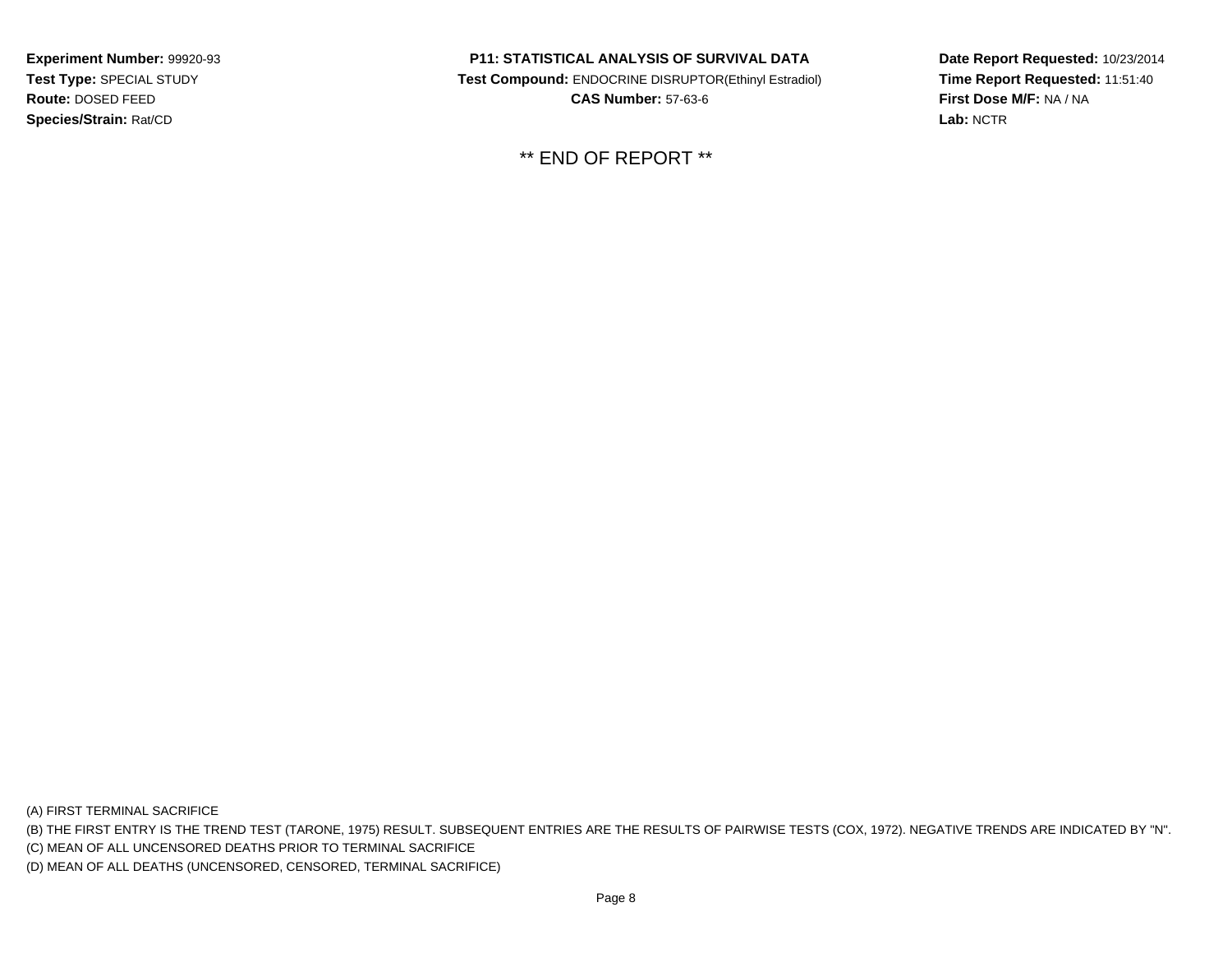**Experiment Number:** 99920-93
**Test Type:** SPECIAL STUDY
**Route:** DOSED FEED
**Species/Strain:** Rat/CD

**P11: STATISTICAL ANALYSIS OF SURVIVAL DATA**
**Test Compound:** ENDOCRINE DISRUPTOR(Ethinyl Estradiol)
**CAS Number:** 57-63-6

**Date Report Requested:** 10/23/2014
**Time Report Requested:** 11:51:40
**First Dose M/F:** NA / NA
**Lab:** NCTR

** END OF REPORT **

(A) FIRST TERMINAL SACRIFICE
(B) THE FIRST ENTRY IS THE TREND TEST (TARONE, 1975) RESULT. SUBSEQUENT ENTRIES ARE THE RESULTS OF PAIRWISE TESTS (COX, 1972). NEGATIVE TRENDS ARE INDICATED BY "N".
(C) MEAN OF ALL UNCENSORED DEATHS PRIOR TO TERMINAL SACRIFICE
(D) MEAN OF ALL DEATHS (UNCENSORED, CENSORED, TERMINAL SACRIFICE)